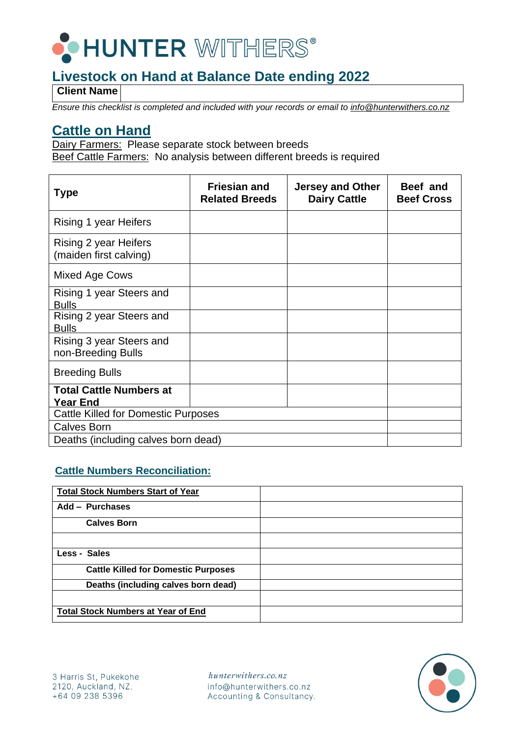# HUNTER WITHERS®

## Livestock on Hand at Balance Date ending 2022

| **Client Name** | |
|---|---|

*Ensure this checklist is completed and included with your records or email to info@hunterwithers.co.nz*

## Cattle on Hand

Dairy Farmers: Please separate stock between breeds
Beef Cattle Farmers: No analysis between different breeds is required

| **Type** | **Friesian and Related Breeds** | **Jersey and Other Dairy Cattle** | **Beef and Beef Cross** |
|---|---|---|---|
| Rising 1 year Heifers | | | |
| Rising 2 year Heifers (maiden first calving) | | | |
| Mixed Age Cows | | | |
| Rising 1 year Steers and Bulls | | | |
| Rising 2 year Steers and Bulls | | | |
| Rising 3 year Steers and non-Breeding Bulls | | | |
| Breeding Bulls | | | |
| **Total Cattle Numbers at Year End** | | | |
| Cattle Killed for Domestic Purposes | | | |
| Calves Born | | | |
| Deaths (including calves born dead) | | | |

### Cattle Numbers Reconciliation:

| **Total Stock Numbers Start of Year** | |
|---|---|
| **Add – Purchases** | |
| **Calves Born** | |
| | |
| **Less - Sales** | |
| **Cattle Killed for Domestic Purposes** | |
| **Deaths (including calves born dead)** | |
| | |
| **Total Stock Numbers at Year of End** | |

3 Harris St, Pukekohe
2120, Auckland, NZ.
+64 09 238 5396

*hunterwithers.co.nz*
info@hunterwithers.co.nz
Accounting & Consultancy.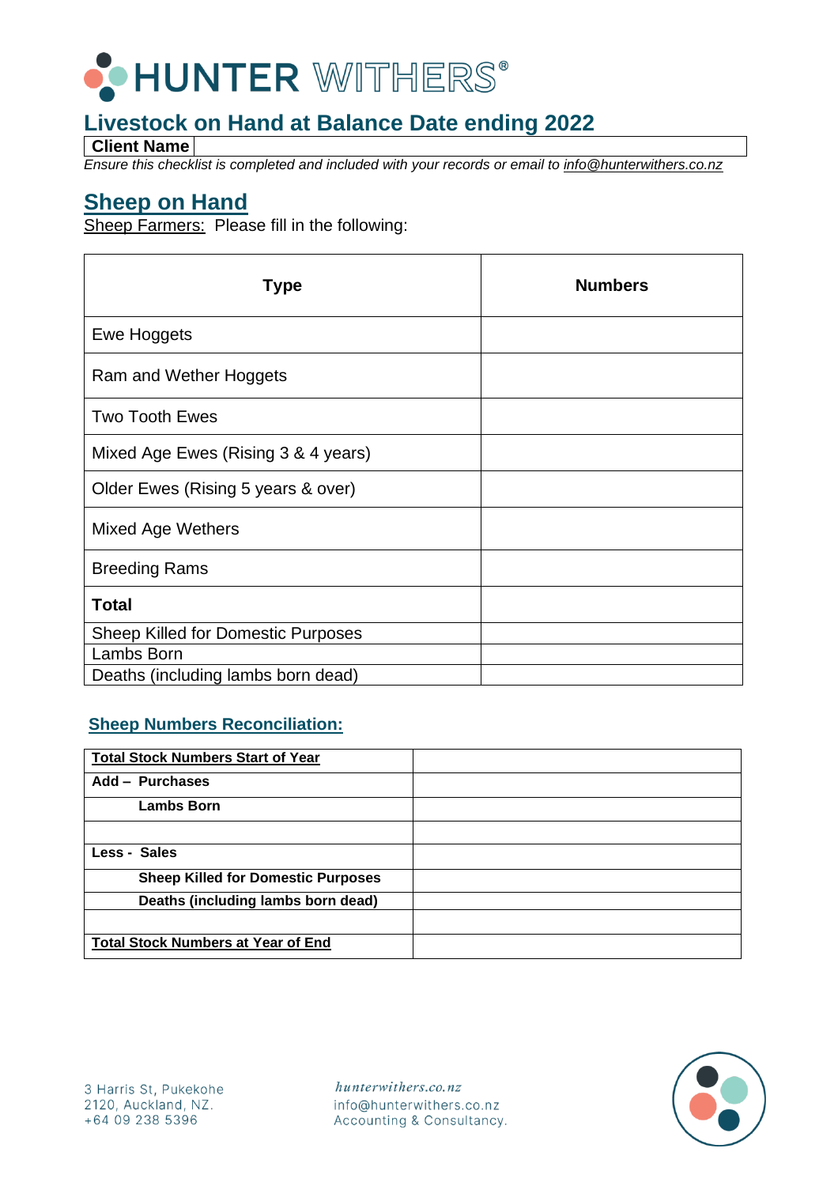**HUNTER WITHERS®**

## Livestock on Hand at Balance Date ending 2022

| **Client Name** | |
|---|---|

*Ensure this checklist is completed and included with your records or email to info@hunterwithers.co.nz*

## Sheep on Hand

Sheep Farmers: Please fill in the following:

| Type | Numbers |
|---|---|
| Ewe Hoggets | |
| Ram and Wether Hoggets | |
| Two Tooth Ewes | |
| Mixed Age Ewes (Rising 3 & 4 years) | |
| Older Ewes (Rising 5 years & over) | |
| Mixed Age Wethers | |
| Breeding Rams | |
| **Total** | |
| Sheep Killed for Domestic Purposes | |
| Lambs Born | |
| Deaths (including lambs born dead) | |

### Sheep Numbers Reconciliation:

| **Total Stock Numbers Start of Year** | |
|---|---|
| **Add – Purchases** | |
| **Lambs Born** | |
| | |
| **Less - Sales** | |
| **Sheep Killed for Domestic Purposes** | |
| **Deaths (including lambs born dead)** | |
| | |
| **Total Stock Numbers at Year of End** | |

3 Harris St, Pukekohe
2120, Auckland, NZ.
+64 09 238 5396

hunterwithers.co.nz
info@hunterwithers.co.nz
Accounting & Consultancy.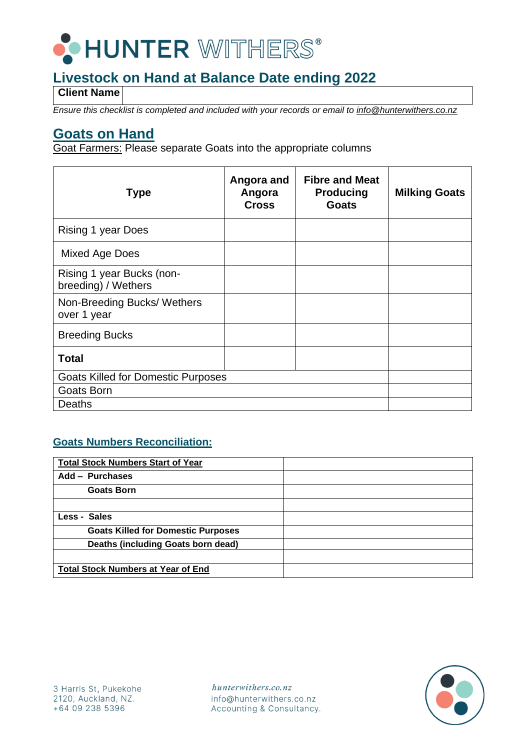HUNTER WITHERS®

# Livestock on Hand at Balance Date ending 2022

| Client Name | |
|---|---|

*Ensure this checklist is completed and included with your records or email to info@hunterwithers.co.nz*

## Goats on Hand

Goat Farmers: Please separate Goats into the appropriate columns

| Type | Angora and Angora Cross | Fibre and Meat Producing Goats | Milking Goats |
|---|---|---|---|
| Rising 1 year Does | | | |
| Mixed Age Does | | | |
| Rising 1 year Bucks (non-breeding) / Wethers | | | |
| Non-Breeding Bucks/ Wethers over 1 year | | | |
| Breeding Bucks | | | |
| **Total** | | | |
| Goats Killed for Domestic Purposes | | | |
| Goats Born | | | |
| Deaths | | | |

### Goats Numbers Reconciliation:

| **Total Stock Numbers Start of Year** | |
|---|---|
| **Add – Purchases** | |
| **Goats Born** | |
| | |
| **Less - Sales** | |
| **Goats Killed for Domestic Purposes** | |
| **Deaths (including Goats born dead)** | |
| | |
| **Total Stock Numbers at Year of End** | |

3 Harris St, Pukekohe
2120, Auckland, NZ.
+64 09 238 5396

*hunterwithers.co.nz*
info@hunterwithers.co.nz
Accounting & Consultancy.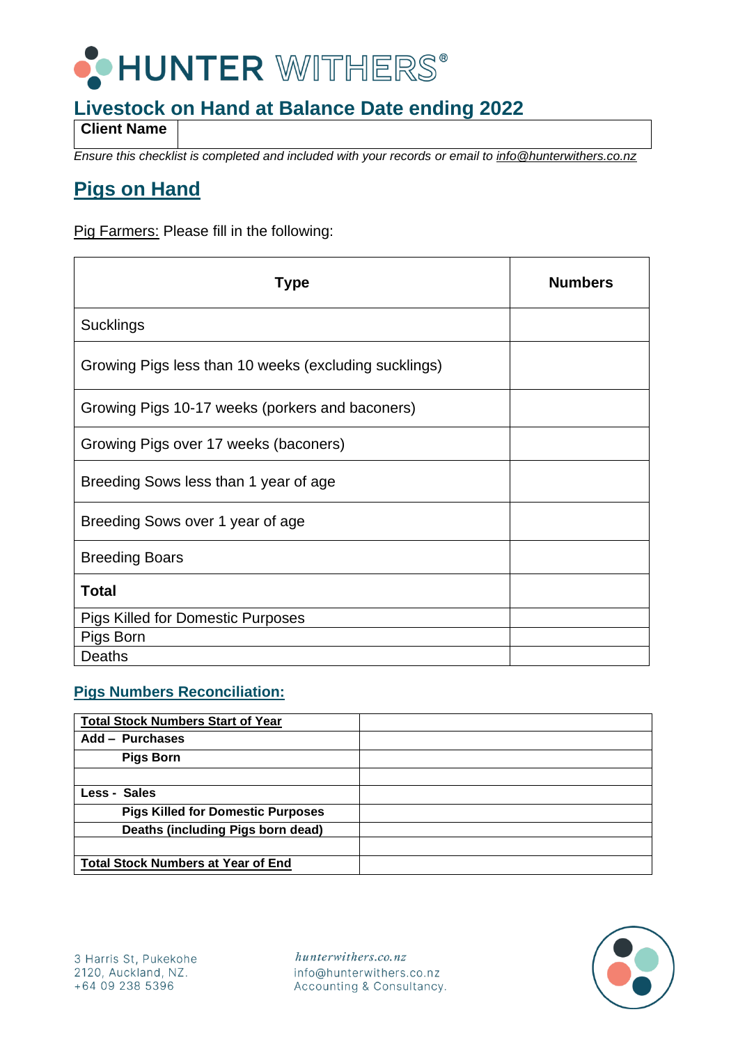# HUNTER WITHERS®

## Livestock on Hand at Balance Date ending 2022

| **Client Name** | |
|---|---|

*Ensure this checklist is completed and included with your records or email to info@hunterwithers.co.nz*

## Pigs on Hand

Pig Farmers: Please fill in the following:

| **Type** | **Numbers** |
|---|---|
| Sucklings | |
| Growing Pigs less than 10 weeks (excluding sucklings) | |
| Growing Pigs 10-17 weeks (porkers and baconers) | |
| Growing Pigs over 17 weeks (baconers) | |
| Breeding Sows less than 1 year of age | |
| Breeding Sows over 1 year of age | |
| Breeding Boars | |
| **Total** | |
| Pigs Killed for Domestic Purposes | |
| Pigs Born | |
| Deaths | |

### Pigs Numbers Reconciliation:

| **Total Stock Numbers Start of Year** | |
|---|---|
| **Add – Purchases** | |
| **Pigs Born** | |
| | |
| **Less - Sales** | |
| **Pigs Killed for Domestic Purposes** | |
| **Deaths (including Pigs born dead)** | |
| | |
| **Total Stock Numbers at Year of End** | |

3 Harris St, Pukekohe
2120, Auckland, NZ.
+64 09 238 5396

*hunterwithers.co.nz*
info@hunterwithers.co.nz
Accounting & Consultancy.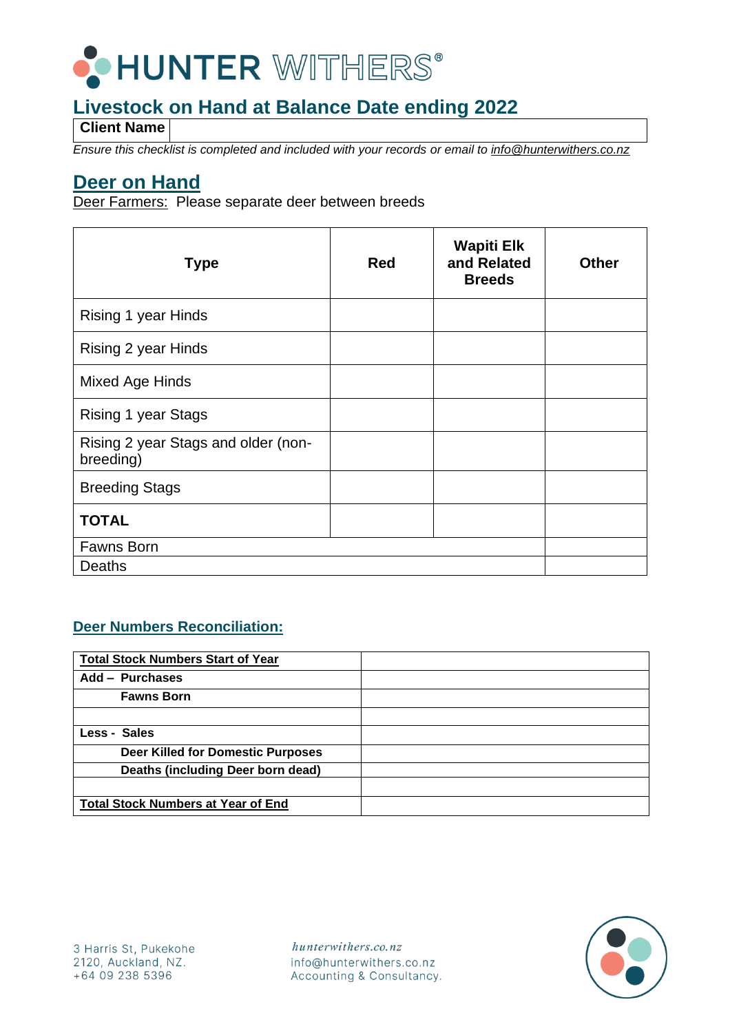# HUNTER WITHERS®

## Livestock on Hand at Balance Date ending 2022

| **Client Name** | |
|---|---|

*Ensure this checklist is completed and included with your records or email to info@hunterwithers.co.nz*

## Deer on Hand

Deer Farmers: Please separate deer between breeds

| Type | Red | Wapiti Elk and Related Breeds | Other |
|---|---|---|---|
| Rising 1 year Hinds | | | |
| Rising 2 year Hinds | | | |
| Mixed Age Hinds | | | |
| Rising 1 year Stags | | | |
| Rising 2 year Stags and older (non-breeding) | | | |
| Breeding Stags | | | |
| **TOTAL** | | | |
| Fawns Born | | | |
| Deaths | | | |

### Deer Numbers Reconciliation:

| | |
|---|---|
| **Total Stock Numbers Start of Year** | |
| **Add – Purchases** | |
| **Fawns Born** | |
| | |
| **Less - Sales** | |
| **Deer Killed for Domestic Purposes** | |
| **Deaths (including Deer born dead)** | |
| | |
| **Total Stock Numbers at Year of End** | |

3 Harris St, Pukekohe
2120, Auckland, NZ.
+64 09 238 5396

*hunterwithers.co.nz*
info@hunterwithers.co.nz
Accounting & Consultancy.